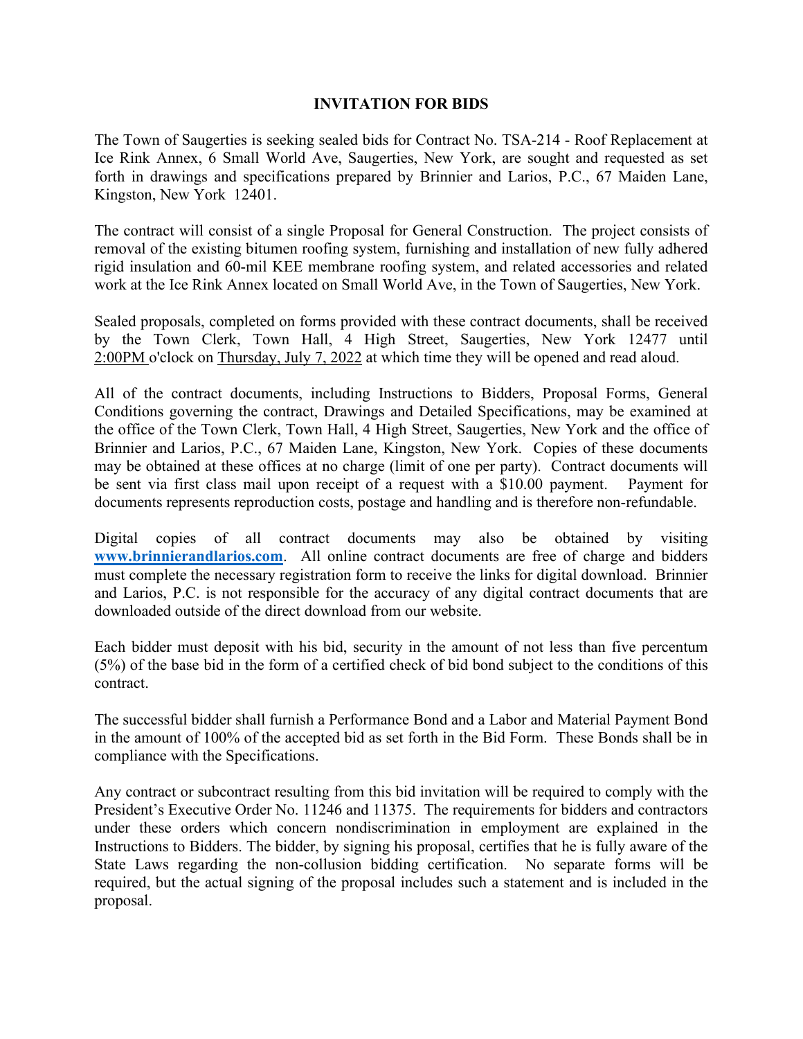# INVITATION FOR BIDS

The Town of Saugerties is seeking sealed bids for Contract No. TSA-214 - Roof Replacement at Ice Rink Annex, 6 Small World Ave, Saugerties, New York, are sought and requested as set forth in drawings and specifications prepared by Brinnier and Larios, P.C., 67 Maiden Lane, Kingston, New York 12401.

The contract will consist of a single Proposal for General Construction. The project consists of removal of the existing bitumen roofing system, furnishing and installation of new fully adhered rigid insulation and 60-mil KEE membrane roofing system, and related accessories and related work at the Ice Rink Annex located on Small World Ave, in the Town of Saugerties, New York.

Sealed proposals, completed on forms provided with these contract documents, shall be received by the Town Clerk, Town Hall, 4 High Street, Saugerties, New York 12477 until 2:00PM o'clock on Thursday, July 7, 2022 at which time they will be opened and read aloud.

All of the contract documents, including Instructions to Bidders, Proposal Forms, General Conditions governing the contract, Drawings and Detailed Specifications, may be examined at the office of the Town Clerk, Town Hall, 4 High Street, Saugerties, New York and the office of Brinnier and Larios, P.C., 67 Maiden Lane, Kingston, New York. Copies of these documents may be obtained at these offices at no charge (limit of one per party). Contract documents will be sent via first class mail upon receipt of a request with a $10.00 payment. Payment for documents represents reproduction costs, postage and handling and is therefore non-refundable.

Digital copies of all contract documents may also be obtained by visiting **www.brinnierandlarios.com**. All online contract documents are free of charge and bidders must complete the necessary registration form to receive the links for digital download. Brinnier and Larios, P.C. is not responsible for the accuracy of any digital contract documents that are downloaded outside of the direct download from our website.

Each bidder must deposit with his bid, security in the amount of not less than five percentum (5%) of the base bid in the form of a certified check of bid bond subject to the conditions of this contract.

The successful bidder shall furnish a Performance Bond and a Labor and Material Payment Bond in the amount of 100% of the accepted bid as set forth in the Bid Form. These Bonds shall be in compliance with the Specifications.

Any contract or subcontract resulting from this bid invitation will be required to comply with the President's Executive Order No. 11246 and 11375. The requirements for bidders and contractors under these orders which concern nondiscrimination in employment are explained in the Instructions to Bidders. The bidder, by signing his proposal, certifies that he is fully aware of the State Laws regarding the non-collusion bidding certification. No separate forms will be required, but the actual signing of the proposal includes such a statement and is included in the proposal.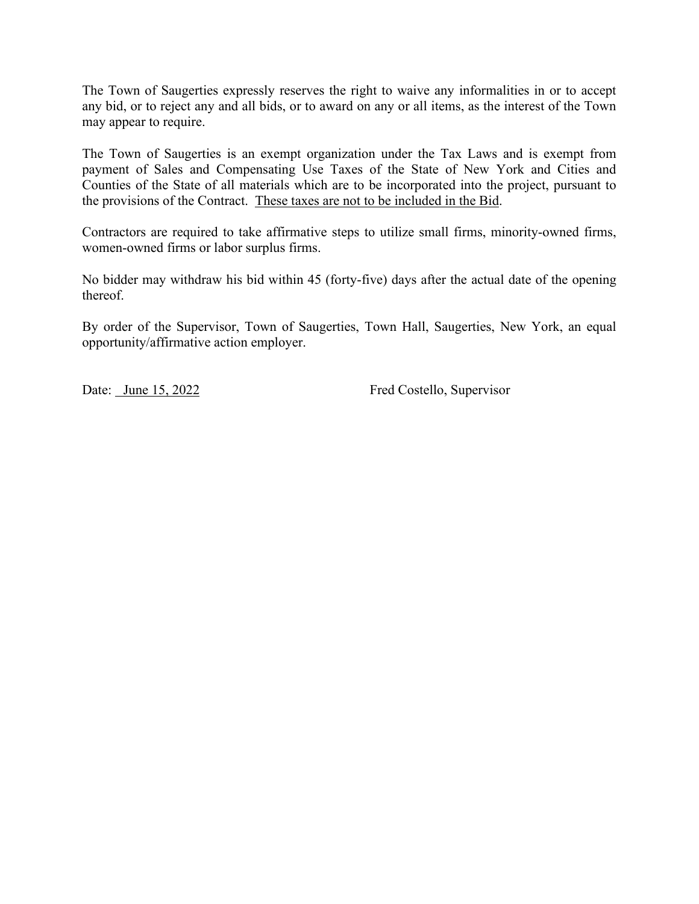The Town of Saugerties expressly reserves the right to waive any informalities in or to accept any bid, or to reject any and all bids, or to award on any or all items, as the interest of the Town may appear to require.

The Town of Saugerties is an exempt organization under the Tax Laws and is exempt from payment of Sales and Compensating Use Taxes of the State of New York and Cities and Counties of the State of all materials which are to be incorporated into the project, pursuant to the provisions of the Contract. <u>These taxes are not to be included in the Bid</u>.

Contractors are required to take affirmative steps to utilize small firms, minority-owned firms, women-owned firms or labor surplus firms.

No bidder may withdraw his bid within 45 (forty-five) days after the actual date of the opening thereof.

By order of the Supervisor, Town of Saugerties, Town Hall, Saugerties, New York, an equal opportunity/affirmative action employer.

Date: <u>June 15, 2022</u>

Fred Costello, Supervisor